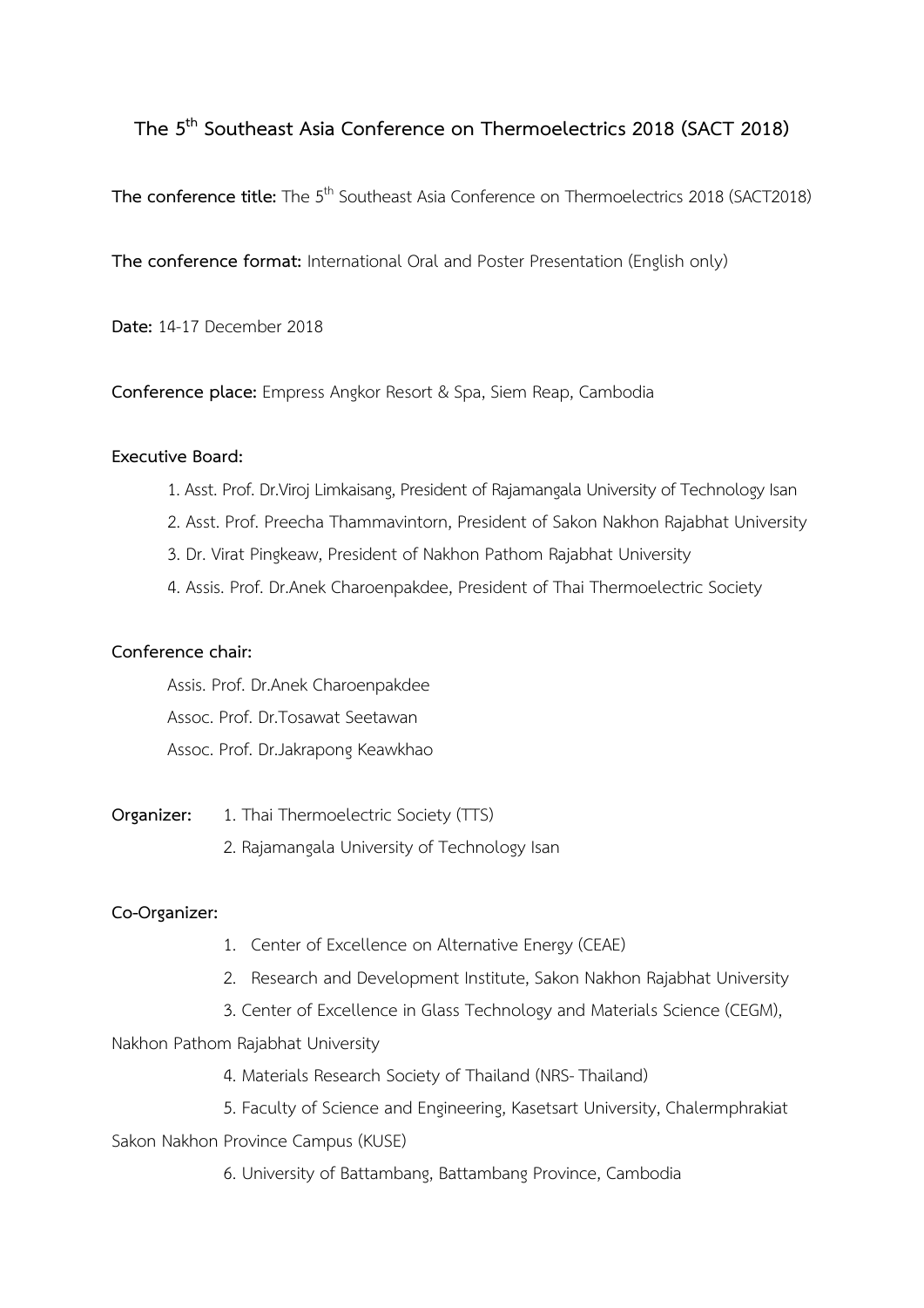# The 5th Southeast Asia Conference on Thermoelectrics 2018 (SACT 2018)

**The conference title:** The 5th Southeast Asia Conference on Thermoelectrics 2018 (SACT2018)

**The conference format:** International Oral and Poster Presentation (English only)

**Date:** 14-17 December 2018

**Conference place:** Empress Angkor Resort & Spa, Siem Reap, Cambodia

**Executive Board:**

1. Asst. Prof. Dr.Viroj Limkaisang, President of Rajamangala University of Technology Isan
2. Asst. Prof. Preecha Thammavintorn, President of Sakon Nakhon Rajabhat University
3. Dr. Virat Pingkeaw, President of Nakhon Pathom Rajabhat University
4. Assis. Prof. Dr.Anek Charoenpakdee, President of Thai Thermoelectric Society

**Conference chair:**

Assis. Prof. Dr.Anek Charoenpakdee

Assoc. Prof. Dr.Tosawat Seetawan

Assoc. Prof. Dr.Jakrapong Keawkhao

**Organizer:**

1. Thai Thermoelectric Society (TTS)
2. Rajamangala University of Technology Isan

**Co-Organizer:**

1. Center of Excellence on Alternative Energy (CEAE)
2. Research and Development Institute, Sakon Nakhon Rajabhat University
3. Center of Excellence in Glass Technology and Materials Science (CEGM), Nakhon Pathom Rajabhat University
4. Materials Research Society of Thailand (NRS- Thailand)
5. Faculty of Science and Engineering, Kasetsart University, Chalermphrakiat Sakon Nakhon Province Campus (KUSE)
6. University of Battambang, Battambang Province, Cambodia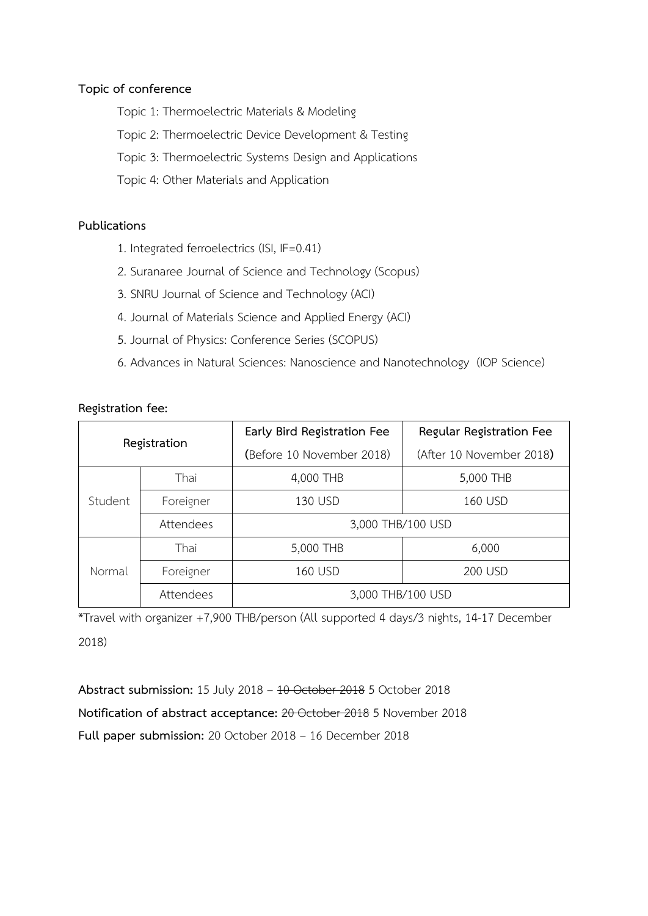**Topic of conference**

- Topic 1: Thermoelectric Materials & Modeling
- Topic 2: Thermoelectric Device Development & Testing
- Topic 3: Thermoelectric Systems Design and Applications
- Topic 4: Other Materials and Application

**Publications**

1. Integrated ferroelectrics (ISI, IF=0.41)
2. Suranaree Journal of Science and Technology (Scopus)
3. SNRU Journal of Science and Technology (ACI)
4. Journal of Materials Science and Applied Energy (ACI)
5. Journal of Physics: Conference Series (SCOPUS)
6. Advances in Natural Sciences: Nanoscience and Nanotechnology (IOP Science)

**Registration fee:**

| Registration | | Early Bird Registration Fee (Before 10 November 2018) | Regular Registration Fee (After 10 November 2018) |
|---|---|---|---|
| Student | Thai | 4,000 THB | 5,000 THB |
| | Foreigner | 130 USD | 160 USD |
| | Attendees | 3,000 THB/100 USD | |
| Normal | Thai | 5,000 THB | 6,000 |
| | Foreigner | 160 USD | 200 USD |
| | Attendees | 3,000 THB/100 USD | |

*Travel with organizer +7,900 THB/person (All supported 4 days/3 nights, 14-17 December 2018)

**Abstract submission:** 15 July 2018 – ~~10 October 2018~~ 5 October 2018

**Notification of abstract acceptance:** ~~20 October 2018~~ 5 November 2018

**Full paper submission:** 20 October 2018 – 16 December 2018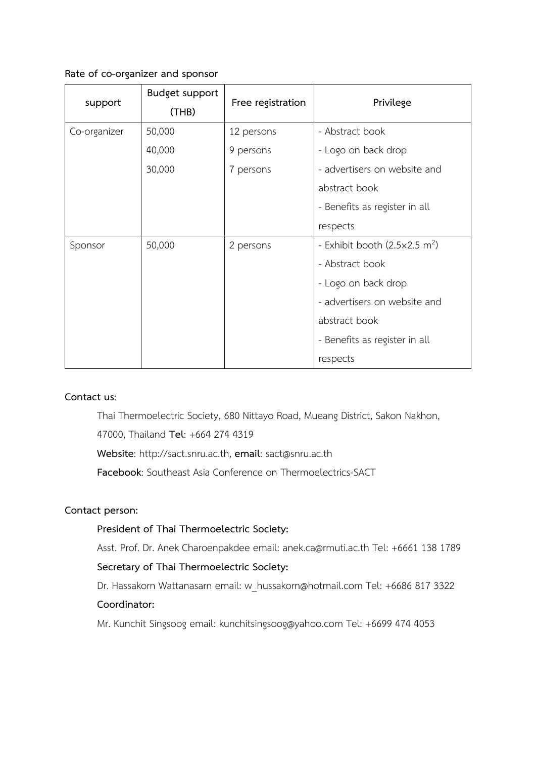**Rate of co-organizer and sponsor**

| support | Budget support (THB) | Free registration | Privilege |
|---|---|---|---|
| Co-organizer | 50,000<br>40,000<br>30,000 | 12 persons<br>9 persons<br>7 persons | - Abstract book<br>- Logo on back drop<br>- advertisers on website and abstract book<br>- Benefits as register in all respects |
| Sponsor | 50,000 | 2 persons | - Exhibit booth (2.5×2.5 $m^2$)<br>- Abstract book<br>- Logo on back drop<br>- advertisers on website and abstract book<br>- Benefits as register in all respects |

**Contact us**:

Thai Thermoelectric Society, 680 Nittayo Road, Mueang District, Sakon Nakhon, 47000, Thailand **Tel**: +664 274 4319

**Website**: http://sact.snru.ac.th, **email**: sact@snru.ac.th

**Facebook**: Southeast Asia Conference on Thermoelectrics-SACT

**Contact person:**

**President of Thai Thermoelectric Society:**

Asst. Prof. Dr. Anek Charoenpakdee email: anek.ca@rmuti.ac.th Tel: +6661 138 1789

**Secretary of Thai Thermoelectric Society:**

Dr. Hassakorn Wattanasarn email: w_hussakorn@hotmail.com Tel: +6686 817 3322

**Coordinator:**

Mr. Kunchit Singsoog email: kunchitsingsoog@yahoo.com Tel: +6699 474 4053